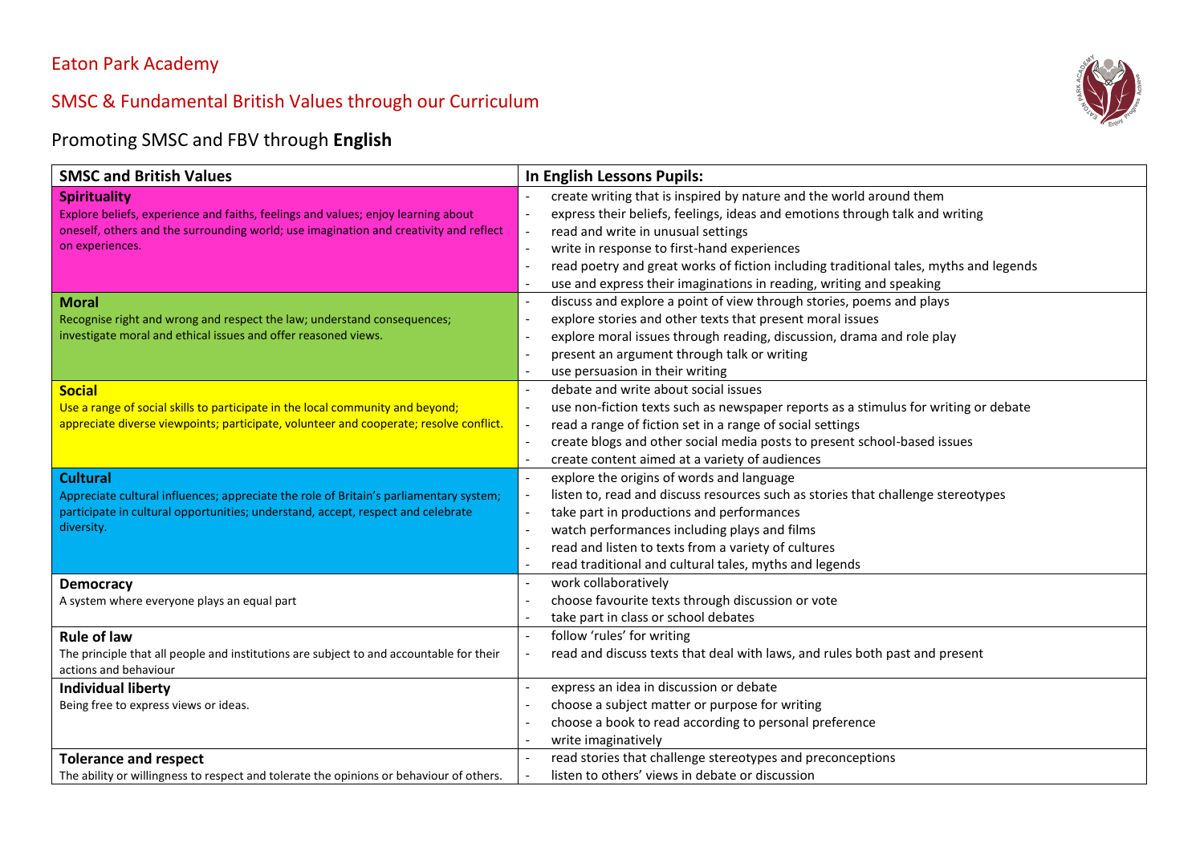# Eaton Park Academy

## SMSC & Fundamental British Values through our Curriculum

### Promoting SMSC and FBV through **English**

| SMSC and British Values | In English Lessons Pupils: |
|---|---|
| **Spirituality**<br>Explore beliefs, experience and faiths, feelings and values; enjoy learning about oneself, others and the surrounding world; use imagination and creativity and reflect on experiences. | - create writing that is inspired by nature and the world around them<br>- express their beliefs, feelings, ideas and emotions through talk and writing<br>- read and write in unusual settings<br>- write in response to first-hand experiences<br>- read poetry and great works of fiction including traditional tales, myths and legends<br>- use and express their imaginations in reading, writing and speaking |
| **Moral**<br>Recognise right and wrong and respect the law; understand consequences; investigate moral and ethical issues and offer reasoned views. | - discuss and explore a point of view through stories, poems and plays<br>- explore stories and other texts that present moral issues<br>- explore moral issues through reading, discussion, drama and role play<br>- present an argument through talk or writing<br>- use persuasion in their writing |
| **Social**<br>Use a range of social skills to participate in the local community and beyond; appreciate diverse viewpoints; participate, volunteer and cooperate; resolve conflict. | - debate and write about social issues<br>- use non-fiction texts such as newspaper reports as a stimulus for writing or debate<br>- read a range of fiction set in a range of social settings<br>- create blogs and other social media posts to present school-based issues<br>- create content aimed at a variety of audiences |
| **Cultural**<br>Appreciate cultural influences; appreciate the role of Britain's parliamentary system; participate in cultural opportunities; understand, accept, respect and celebrate diversity. | - explore the origins of words and language<br>- listen to, read and discuss resources such as stories that challenge stereotypes<br>- take part in productions and performances<br>- watch performances including plays and films<br>- read and listen to texts from a variety of cultures<br>- read traditional and cultural tales, myths and legends |
| **Democracy**<br>A system where everyone plays an equal part | - work collaboratively<br>- choose favourite texts through discussion or vote<br>- take part in class or school debates |
| **Rule of law**<br>The principle that all people and institutions are subject to and accountable for their actions and behaviour | - follow 'rules' for writing<br>- read and discuss texts that deal with laws, and rules both past and present |
| **Individual liberty**<br>Being free to express views or ideas. | - express an idea in discussion or debate<br>- choose a subject matter or purpose for writing<br>- choose a book to read according to personal preference<br>- write imaginatively |
| **Tolerance and respect**<br>The ability or willingness to respect and tolerate the opinions or behaviour of others. | - read stories that challenge stereotypes and preconceptions<br>- listen to others' views in debate or discussion |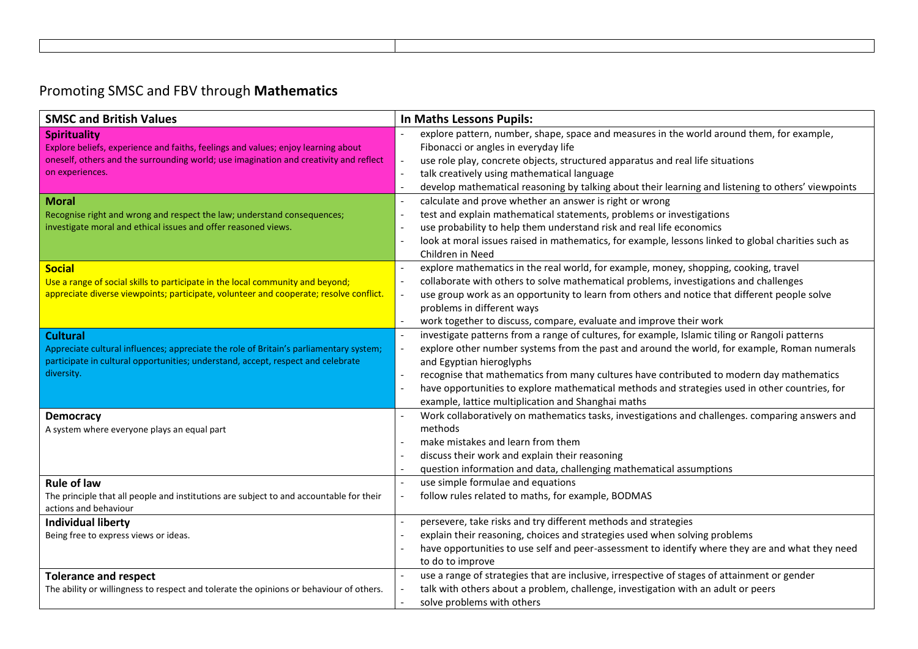## Promoting SMSC and FBV through **Mathematics**

| SMSC and British Values | In Maths Lessons Pupils: |
| --- | --- |
| **Spirituality**<br>Explore beliefs, experience and faiths, feelings and values; enjoy learning about oneself, others and the surrounding world; use imagination and creativity and reflect on experiences. | - explore pattern, number, shape, space and measures in the world around them, for example, Fibonacci or angles in everyday life<br>- use role play, concrete objects, structured apparatus and real life situations<br>- talk creatively using mathematical language<br>- develop mathematical reasoning by talking about their learning and listening to others' viewpoints |
| **Moral**<br>Recognise right and wrong and respect the law; understand consequences; investigate moral and ethical issues and offer reasoned views. | - calculate and prove whether an answer is right or wrong<br>- test and explain mathematical statements, problems or investigations<br>- use probability to help them understand risk and real life economics<br>- look at moral issues raised in mathematics, for example, lessons linked to global charities such as Children in Need |
| **Social**<br>Use a range of social skills to participate in the local community and beyond; appreciate diverse viewpoints; participate, volunteer and cooperate; resolve conflict. | - explore mathematics in the real world, for example, money, shopping, cooking, travel<br>- collaborate with others to solve mathematical problems, investigations and challenges<br>- use group work as an opportunity to learn from others and notice that different people solve problems in different ways<br>- work together to discuss, compare, evaluate and improve their work |
| **Cultural**<br>Appreciate cultural influences; appreciate the role of Britain's parliamentary system; participate in cultural opportunities; understand, accept, respect and celebrate diversity. | - investigate patterns from a range of cultures, for example, Islamic tiling or Rangoli patterns<br>- explore other number systems from the past and around the world, for example, Roman numerals and Egyptian hieroglyphs<br>- recognise that mathematics from many cultures have contributed to modern day mathematics<br>- have opportunities to explore mathematical methods and strategies used in other countries, for example, lattice multiplication and Shanghai maths |
| **Democracy**<br>A system where everyone plays an equal part | - Work collaboratively on mathematics tasks, investigations and challenges. comparing answers and methods<br>- make mistakes and learn from them<br>- discuss their work and explain their reasoning<br>- question information and data, challenging mathematical assumptions |
| **Rule of law**<br>The principle that all people and institutions are subject to and accountable for their actions and behaviour | - use simple formulae and equations<br>- follow rules related to maths, for example, BODMAS |
| **Individual liberty**<br>Being free to express views or ideas. | - persevere, take risks and try different methods and strategies<br>- explain their reasoning, choices and strategies used when solving problems<br>- have opportunities to use self and peer-assessment to identify where they are and what they need to do to improve |
| **Tolerance and respect**<br>The ability or willingness to respect and tolerate the opinions or behaviour of others. | - use a range of strategies that are inclusive, irrespective of stages of attainment or gender<br>- talk with others about a problem, challenge, investigation with an adult or peers<br>- solve problems with others |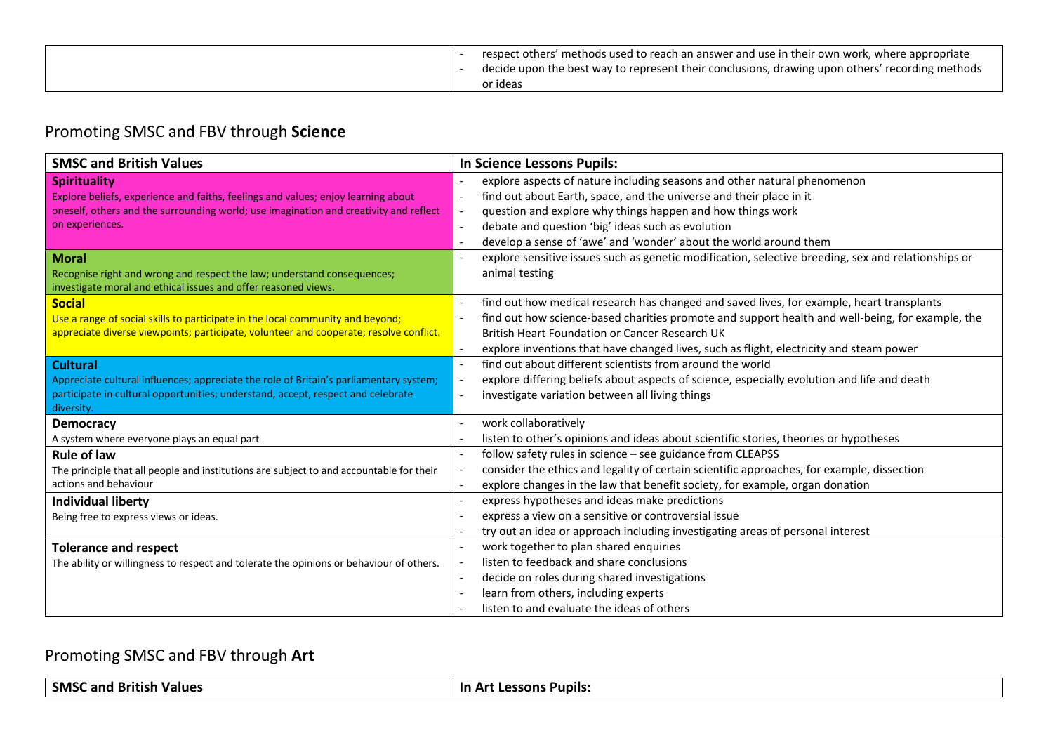| | |
|---|---|
| | - respect others' methods used to reach an answer and use in their own work, where appropriate<br>- decide upon the best way to represent their conclusions, drawing upon others' recording methods or ideas |

## Promoting SMSC and FBV through **Science**

| SMSC and British Values | In Science Lessons Pupils: |
|---|---|
| **Spirituality**<br>Explore beliefs, experience and faiths, feelings and values; enjoy learning about oneself, others and the surrounding world; use imagination and creativity and reflect on experiences. | - explore aspects of nature including seasons and other natural phenomenon<br>- find out about Earth, space, and the universe and their place in it<br>- question and explore why things happen and how things work<br>- debate and question 'big' ideas such as evolution<br>- develop a sense of 'awe' and 'wonder' about the world around them |
| **Moral**<br>Recognise right and wrong and respect the law; understand consequences; investigate moral and ethical issues and offer reasoned views. | - explore sensitive issues such as genetic modification, selective breeding, sex and relationships or animal testing |
| **Social**<br>Use a range of social skills to participate in the local community and beyond; appreciate diverse viewpoints; participate, volunteer and cooperate; resolve conflict. | - find out how medical research has changed and saved lives, for example, heart transplants<br>- find out how science-based charities promote and support health and well-being, for example, the British Heart Foundation or Cancer Research UK<br>- explore inventions that have changed lives, such as flight, electricity and steam power |
| **Cultural**<br>Appreciate cultural influences; appreciate the role of Britain's parliamentary system; participate in cultural opportunities; understand, accept, respect and celebrate diversity. | - find out about different scientists from around the world<br>- explore differing beliefs about aspects of science, especially evolution and life and death<br>- investigate variation between all living things |
| **Democracy**<br>A system where everyone plays an equal part | - work collaboratively<br>- listen to other's opinions and ideas about scientific stories, theories or hypotheses |
| **Rule of law**<br>The principle that all people and institutions are subject to and accountable for their actions and behaviour | - follow safety rules in science – see guidance from CLEAPSS<br>- consider the ethics and legality of certain scientific approaches, for example, dissection<br>- explore changes in the law that benefit society, for example, organ donation |
| **Individual liberty**<br>Being free to express views or ideas. | - express hypotheses and ideas make predictions<br>- express a view on a sensitive or controversial issue<br>- try out an idea or approach including investigating areas of personal interest |
| **Tolerance and respect**<br>The ability or willingness to respect and tolerate the opinions or behaviour of others. | - work together to plan shared enquiries<br>- listen to feedback and share conclusions<br>- decide on roles during shared investigations<br>- learn from others, including experts<br>- listen to and evaluate the ideas of others |

## Promoting SMSC and FBV through **Art**

| SMSC and British Values | In Art Lessons Pupils: |
|---|---|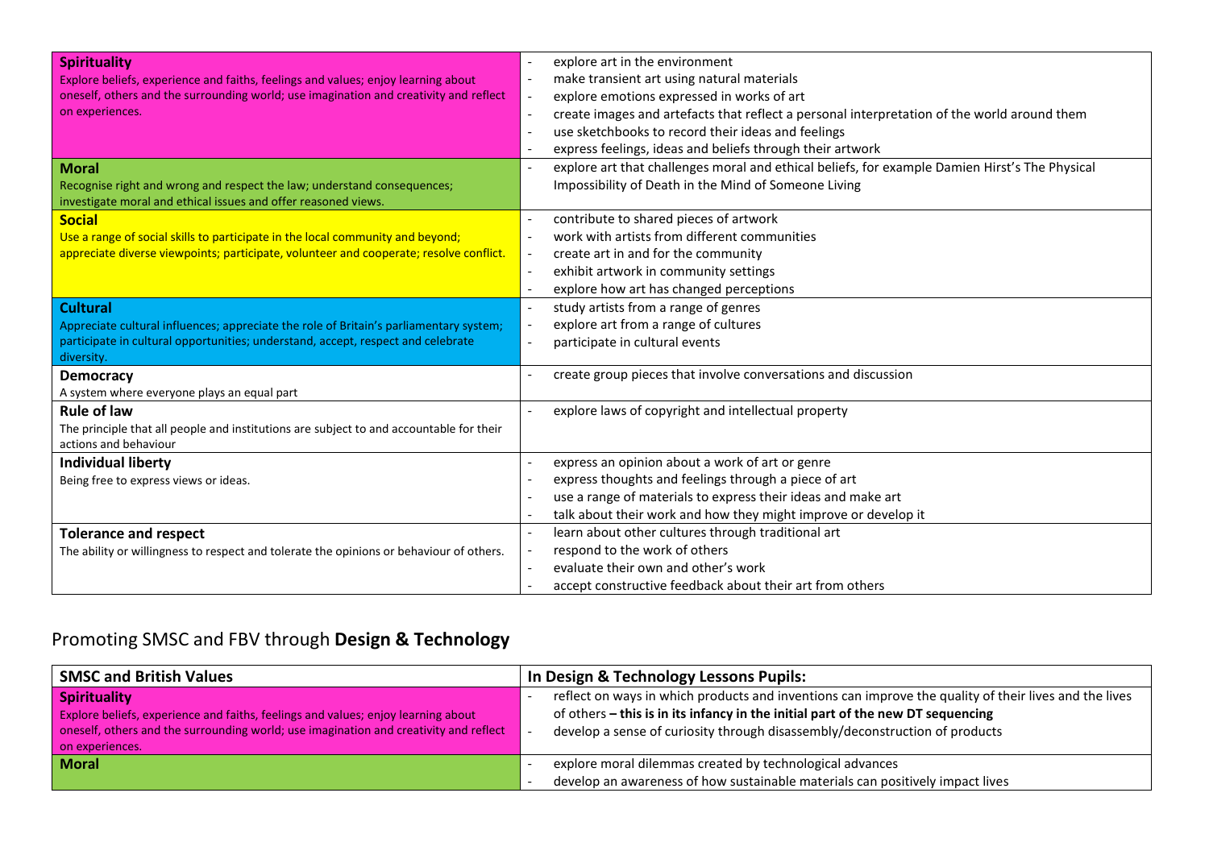| | |
|---|---|
| **Spirituality**<br>Explore beliefs, experience and faiths, feelings and values; enjoy learning about oneself, others and the surrounding world; use imagination and creativity and reflect on experiences. | - explore art in the environment<br>- make transient art using natural materials<br>- explore emotions expressed in works of art<br>- create images and artefacts that reflect a personal interpretation of the world around them<br>- use sketchbooks to record their ideas and feelings<br>- express feelings, ideas and beliefs through their artwork |
| **Moral**<br>Recognise right and wrong and respect the law; understand consequences; investigate moral and ethical issues and offer reasoned views. | - explore art that challenges moral and ethical beliefs, for example Damien Hirst's The Physical Impossibility of Death in the Mind of Someone Living |
| **Social**<br>Use a range of social skills to participate in the local community and beyond; appreciate diverse viewpoints; participate, volunteer and cooperate; resolve conflict. | - contribute to shared pieces of artwork<br>- work with artists from different communities<br>- create art in and for the community<br>- exhibit artwork in community settings<br>- explore how art has changed perceptions |
| **Cultural**<br>Appreciate cultural influences; appreciate the role of Britain's parliamentary system; participate in cultural opportunities; understand, accept, respect and celebrate diversity. | - study artists from a range of genres<br>- explore art from a range of cultures<br>- participate in cultural events |
| **Democracy**<br>A system where everyone plays an equal part | - create group pieces that involve conversations and discussion |
| **Rule of law**<br>The principle that all people and institutions are subject to and accountable for their actions and behaviour | - explore laws of copyright and intellectual property |
| **Individual liberty**<br>Being free to express views or ideas. | - express an opinion about a work of art or genre<br>- express thoughts and feelings through a piece of art<br>- use a range of materials to express their ideas and make art<br>- talk about their work and how they might improve or develop it |
| **Tolerance and respect**<br>The ability or willingness to respect and tolerate the opinions or behaviour of others. | - learn about other cultures through traditional art<br>- respond to the work of others<br>- evaluate their own and other's work<br>- accept constructive feedback about their art from others |

## Promoting SMSC and FBV through **Design & Technology**

| SMSC and British Values | In Design & Technology Lessons Pupils: |
|---|---|
| **Spirituality**<br>Explore beliefs, experience and faiths, feelings and values; enjoy learning about oneself, others and the surrounding world; use imagination and creativity and reflect on experiences. | - reflect on ways in which products and inventions can improve the quality of their lives and the lives of others **– this is in its infancy in the initial part of the new DT sequencing**<br>- develop a sense of curiosity through disassembly/deconstruction of products |
| **Moral** | - explore moral dilemmas created by technological advances<br>- develop an awareness of how sustainable materials can positively impact lives |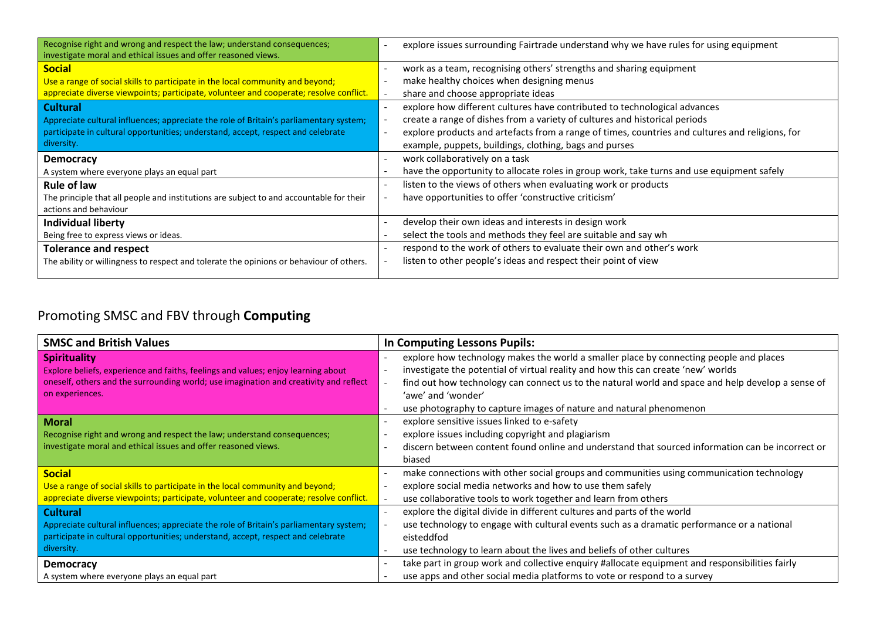| | |
|---|---|
| Recognise right and wrong and respect the law; understand consequences; investigate moral and ethical issues and offer reasoned views. | - explore issues surrounding Fairtrade understand why we have rules for using equipment |
| **Social**<br>Use a range of social skills to participate in the local community and beyond; appreciate diverse viewpoints; participate, volunteer and cooperate; resolve conflict. | - work as a team, recognising others' strengths and sharing equipment<br>- make healthy choices when designing menus<br>- share and choose appropriate ideas |
| **Cultural**<br>Appreciate cultural influences; appreciate the role of Britain's parliamentary system; participate in cultural opportunities; understand, accept, respect and celebrate diversity. | - explore how different cultures have contributed to technological advances<br>- create a range of dishes from a variety of cultures and historical periods<br>- explore products and artefacts from a range of times, countries and cultures and religions, for example, puppets, buildings, clothing, bags and purses |
| **Democracy**<br>A system where everyone plays an equal part | - work collaboratively on a task<br>- have the opportunity to allocate roles in group work, take turns and use equipment safely |
| **Rule of law**<br>The principle that all people and institutions are subject to and accountable for their actions and behaviour | - listen to the views of others when evaluating work or products<br>- have opportunities to offer 'constructive criticism' |
| **Individual liberty**<br>Being free to express views or ideas. | - develop their own ideas and interests in design work<br>- select the tools and methods they feel are suitable and say wh |
| **Tolerance and respect**<br>The ability or willingness to respect and tolerate the opinions or behaviour of others. | - respond to the work of others to evaluate their own and other's work<br>- listen to other people's ideas and respect their point of view |

## Promoting SMSC and FBV through **Computing**

| SMSC and British Values | In Computing Lessons Pupils: |
|---|---|
| **Spirituality**<br>Explore beliefs, experience and faiths, feelings and values; enjoy learning about oneself, others and the surrounding world; use imagination and creativity and reflect on experiences. | - explore how technology makes the world a smaller place by connecting people and places<br>- investigate the potential of virtual reality and how this can create 'new' worlds<br>- find out how technology can connect us to the natural world and space and help develop a sense of 'awe' and 'wonder'<br>- use photography to capture images of nature and natural phenomenon |
| **Moral**<br>Recognise right and wrong and respect the law; understand consequences; investigate moral and ethical issues and offer reasoned views. | - explore sensitive issues linked to e-safety<br>- explore issues including copyright and plagiarism<br>- discern between content found online and understand that sourced information can be incorrect or biased |
| **Social**<br>Use a range of social skills to participate in the local community and beyond; appreciate diverse viewpoints; participate, volunteer and cooperate; resolve conflict. | - make connections with other social groups and communities using communication technology<br>- explore social media networks and how to use them safely<br>- use collaborative tools to work together and learn from others |
| **Cultural**<br>Appreciate cultural influences; appreciate the role of Britain's parliamentary system; participate in cultural opportunities; understand, accept, respect and celebrate diversity. | - explore the digital divide in different cultures and parts of the world<br>- use technology to engage with cultural events such as a dramatic performance or a national eisteddfod<br>- use technology to learn about the lives and beliefs of other cultures |
| **Democracy**<br>A system where everyone plays an equal part | - take part in group work and collective enquiry #allocate equipment and responsibilities fairly<br>- use apps and other social media platforms to vote or respond to a survey |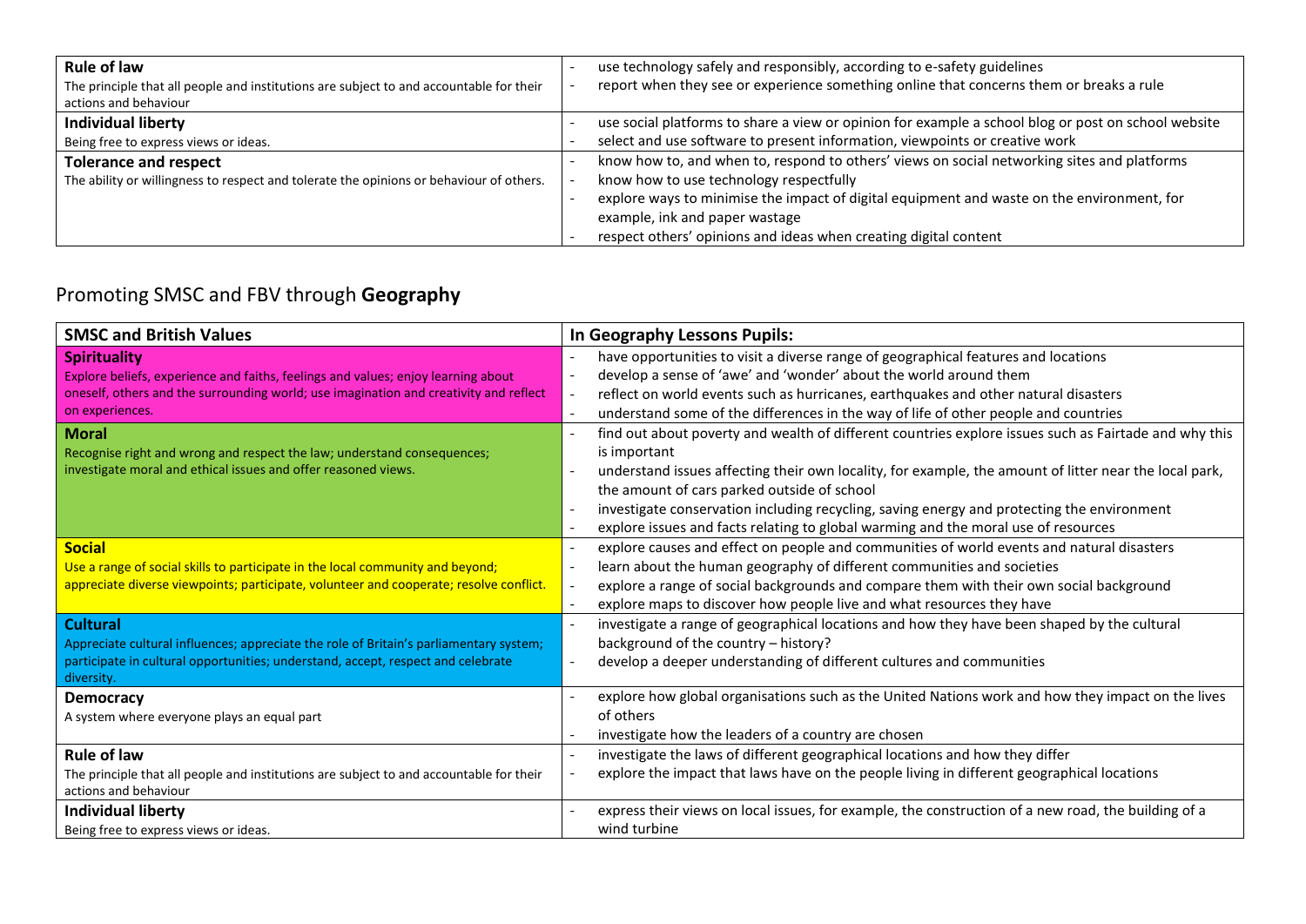| | |
|---|---|
| **Rule of law**<br>The principle that all people and institutions are subject to and accountable for their actions and behaviour | - use technology safely and responsibly, according to e-safety guidelines<br>- report when they see or experience something online that concerns them or breaks a rule |
| **Individual liberty**<br>Being free to express views or ideas. | - use social platforms to share a view or opinion for example a school blog or post on school website<br>- select and use software to present information, viewpoints or creative work |
| **Tolerance and respect**<br>The ability or willingness to respect and tolerate the opinions or behaviour of others. | - know how to, and when to, respond to others' views on social networking sites and platforms<br>- know how to use technology respectfully<br>- explore ways to minimise the impact of digital equipment and waste on the environment, for example, ink and paper wastage<br>- respect others' opinions and ideas when creating digital content |

## Promoting SMSC and FBV through **Geography**

| **SMSC and British Values** | **In Geography Lessons Pupils:** |
|---|---|
| **Spirituality**<br>Explore beliefs, experience and faiths, feelings and values; enjoy learning about oneself, others and the surrounding world; use imagination and creativity and reflect on experiences. | - have opportunities to visit a diverse range of geographical features and locations<br>- develop a sense of 'awe' and 'wonder' about the world around them<br>- reflect on world events such as hurricanes, earthquakes and other natural disasters<br>- understand some of the differences in the way of life of other people and countries |
| **Moral**<br>Recognise right and wrong and respect the law; understand consequences; investigate moral and ethical issues and offer reasoned views. | - find out about poverty and wealth of different countries explore issues such as Fairtade and why this is important<br>- understand issues affecting their own locality, for example, the amount of litter near the local park, the amount of cars parked outside of school<br>- investigate conservation including recycling, saving energy and protecting the environment<br>- explore issues and facts relating to global warming and the moral use of resources |
| **Social**<br>Use a range of social skills to participate in the local community and beyond; appreciate diverse viewpoints; participate, volunteer and cooperate; resolve conflict. | - explore causes and effect on people and communities of world events and natural disasters<br>- learn about the human geography of different communities and societies<br>- explore a range of social backgrounds and compare them with their own social background<br>- explore maps to discover how people live and what resources they have |
| **Cultural**<br>Appreciate cultural influences; appreciate the role of Britain's parliamentary system; participate in cultural opportunities; understand, accept, respect and celebrate diversity. | - investigate a range of geographical locations and how they have been shaped by the cultural background of the country – history?<br>- develop a deeper understanding of different cultures and communities |
| **Democracy**<br>A system where everyone plays an equal part | - explore how global organisations such as the United Nations work and how they impact on the lives of others<br>- investigate how the leaders of a country are chosen |
| **Rule of law**<br>The principle that all people and institutions are subject to and accountable for their actions and behaviour | - investigate the laws of different geographical locations and how they differ<br>- explore the impact that laws have on the people living in different geographical locations |
| **Individual liberty**<br>Being free to express views or ideas. | - express their views on local issues, for example, the construction of a new road, the building of a wind turbine |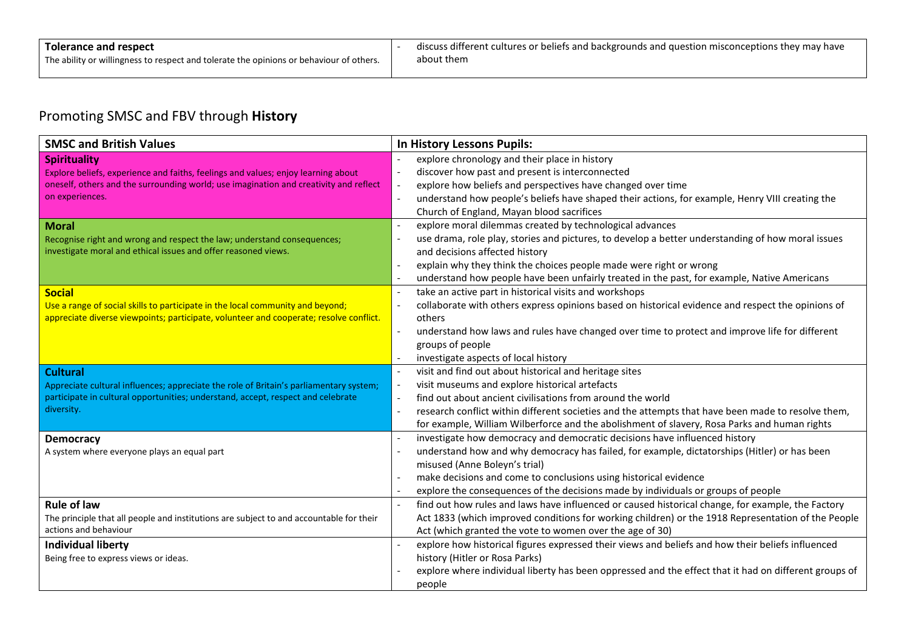| **Tolerance and respect**<br>The ability or willingness to respect and tolerate the opinions or behaviour of others. | - discuss different cultures or beliefs and backgrounds and question misconceptions they may have about them |
| --- | --- |

## Promoting SMSC and FBV through **History**

| SMSC and British Values | In History Lessons Pupils: |
| --- | --- |
| **Spirituality**<br>Explore beliefs, experience and faiths, feelings and values; enjoy learning about oneself, others and the surrounding world; use imagination and creativity and reflect on experiences. | - explore chronology and their place in history<br>- discover how past and present is interconnected<br>- explore how beliefs and perspectives have changed over time<br>- understand how people's beliefs have shaped their actions, for example, Henry VIII creating the Church of England, Mayan blood sacrifices |
| **Moral**<br>Recognise right and wrong and respect the law; understand consequences; investigate moral and ethical issues and offer reasoned views. | - explore moral dilemmas created by technological advances<br>- use drama, role play, stories and pictures, to develop a better understanding of how moral issues and decisions affected history<br>- explain why they think the choices people made were right or wrong<br>- understand how people have been unfairly treated in the past, for example, Native Americans |
| **Social**<br>Use a range of social skills to participate in the local community and beyond; appreciate diverse viewpoints; participate, volunteer and cooperate; resolve conflict. | - take an active part in historical visits and workshops<br>- collaborate with others express opinions based on historical evidence and respect the opinions of others<br>- understand how laws and rules have changed over time to protect and improve life for different groups of people<br>- investigate aspects of local history |
| **Cultural**<br>Appreciate cultural influences; appreciate the role of Britain's parliamentary system; participate in cultural opportunities; understand, accept, respect and celebrate diversity. | - visit and find out about historical and heritage sites<br>- visit museums and explore historical artefacts<br>- find out about ancient civilisations from around the world<br>- research conflict within different societies and the attempts that have been made to resolve them, for example, William Wilberforce and the abolishment of slavery, Rosa Parks and human rights |
| **Democracy**<br>A system where everyone plays an equal part | - investigate how democracy and democratic decisions have influenced history<br>- understand how and why democracy has failed, for example, dictatorships (Hitler) or has been misused (Anne Boleyn's trial)<br>- make decisions and come to conclusions using historical evidence<br>- explore the consequences of the decisions made by individuals or groups of people |
| **Rule of law**<br>The principle that all people and institutions are subject to and accountable for their actions and behaviour | - find out how rules and laws have influenced or caused historical change, for example, the Factory Act 1833 (which improved conditions for working children) or the 1918 Representation of the People Act (which granted the vote to women over the age of 30) |
| **Individual liberty**<br>Being free to express views or ideas. | - explore how historical figures expressed their views and beliefs and how their beliefs influenced history (Hitler or Rosa Parks)<br>- explore where individual liberty has been oppressed and the effect that it had on different groups of people |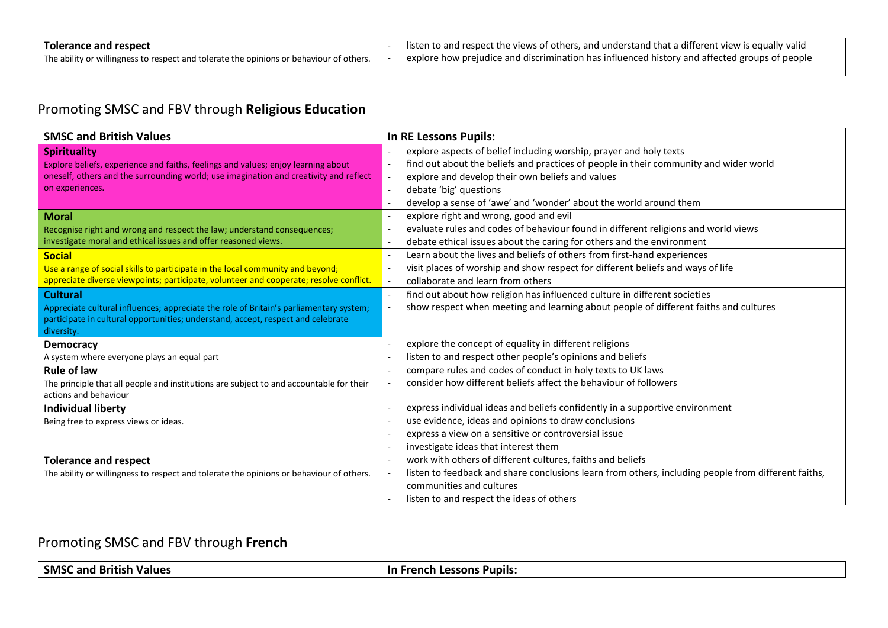| | |
|---|---|
| **Tolerance and respect**<br>The ability or willingness to respect and tolerate the opinions or behaviour of others. | - listen to and respect the views of others, and understand that a different view is equally valid<br>- explore how prejudice and discrimination has influenced history and affected groups of people |

## Promoting SMSC and FBV through **Religious Education**

| SMSC and British Values | In RE Lessons Pupils: |
|---|---|
| **Spirituality**<br>Explore beliefs, experience and faiths, feelings and values; enjoy learning about oneself, others and the surrounding world; use imagination and creativity and reflect on experiences. | - explore aspects of belief including worship, prayer and holy texts<br>- find out about the beliefs and practices of people in their community and wider world<br>- explore and develop their own beliefs and values<br>- debate 'big' questions<br>- develop a sense of 'awe' and 'wonder' about the world around them |
| **Moral**<br>Recognise right and wrong and respect the law; understand consequences; investigate moral and ethical issues and offer reasoned views. | - explore right and wrong, good and evil<br>- evaluate rules and codes of behaviour found in different religions and world views<br>- debate ethical issues about the caring for others and the environment |
| **Social**<br>Use a range of social skills to participate in the local community and beyond; appreciate diverse viewpoints; participate, volunteer and cooperate; resolve conflict. | - Learn about the lives and beliefs of others from first-hand experiences<br>- visit places of worship and show respect for different beliefs and ways of life<br>- collaborate and learn from others |
| **Cultural**<br>Appreciate cultural influences; appreciate the role of Britain's parliamentary system; participate in cultural opportunities; understand, accept, respect and celebrate diversity. | - find out about how religion has influenced culture in different societies<br>- show respect when meeting and learning about people of different faiths and cultures |
| **Democracy**<br>A system where everyone plays an equal part | - explore the concept of equality in different religions<br>- listen to and respect other people's opinions and beliefs |
| **Rule of law**<br>The principle that all people and institutions are subject to and accountable for their actions and behaviour | - compare rules and codes of conduct in holy texts to UK laws<br>- consider how different beliefs affect the behaviour of followers |
| **Individual liberty**<br>Being free to express views or ideas. | - express individual ideas and beliefs confidently in a supportive environment<br>- use evidence, ideas and opinions to draw conclusions<br>- express a view on a sensitive or controversial issue<br>- investigate ideas that interest them |
| **Tolerance and respect**<br>The ability or willingness to respect and tolerate the opinions or behaviour of others. | - work with others of different cultures, faiths and beliefs<br>- listen to feedback and share conclusions learn from others, including people from different faiths, communities and cultures<br>- listen to and respect the ideas of others |

## Promoting SMSC and FBV through **French**

| SMSC and British Values | In French Lessons Pupils: |
|---|---|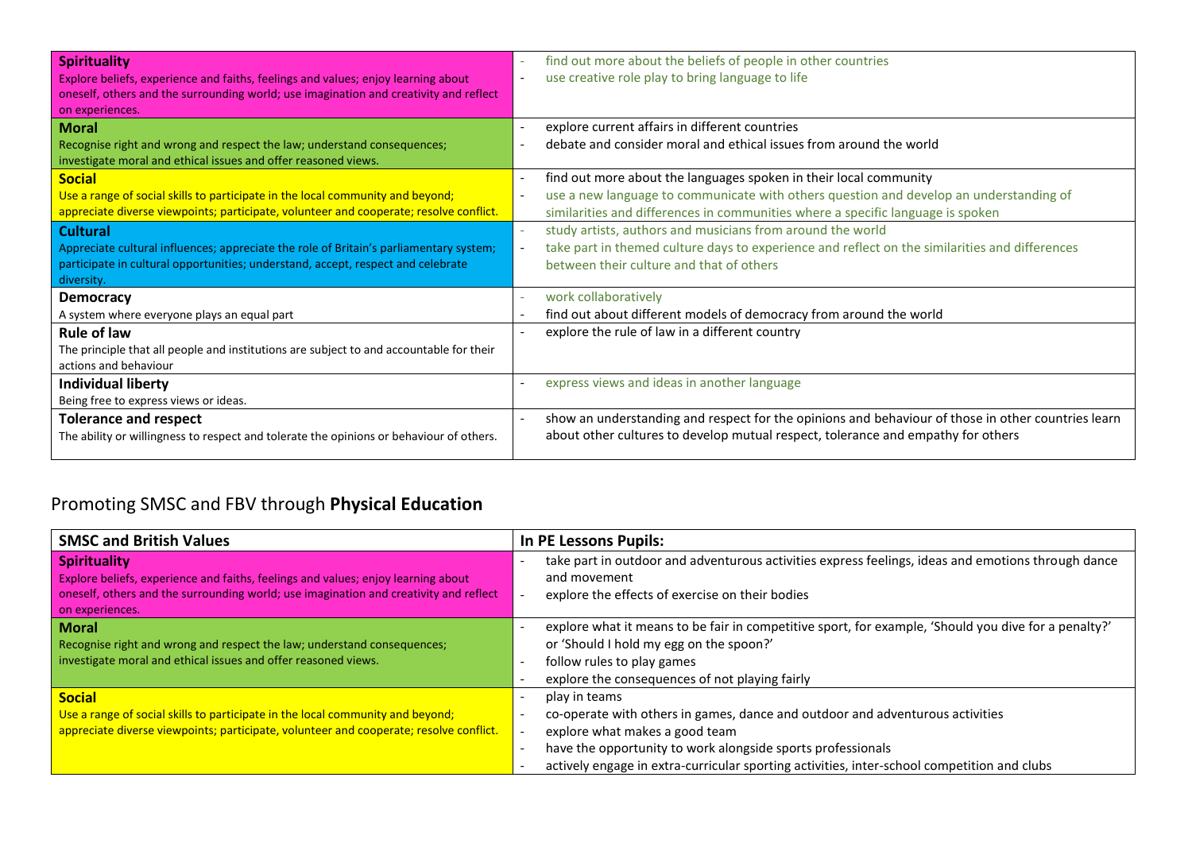| | |
|---|---|
| **Spirituality**<br>Explore beliefs, experience and faiths, feelings and values; enjoy learning about oneself, others and the surrounding world; use imagination and creativity and reflect on experiences. | - find out more about the beliefs of people in other countries<br>- use creative role play to bring language to life |
| **Moral**<br>Recognise right and wrong and respect the law; understand consequences; investigate moral and ethical issues and offer reasoned views. | - explore current affairs in different countries<br>- debate and consider moral and ethical issues from around the world |
| **Social**<br>Use a range of social skills to participate in the local community and beyond; appreciate diverse viewpoints; participate, volunteer and cooperate; resolve conflict. | - find out more about the languages spoken in their local community<br>- use a new language to communicate with others question and develop an understanding of similarities and differences in communities where a specific language is spoken |
| **Cultural**<br>Appreciate cultural influences; appreciate the role of Britain's parliamentary system; participate in cultural opportunities; understand, accept, respect and celebrate diversity. | - study artists, authors and musicians from around the world<br>- take part in themed culture days to experience and reflect on the similarities and differences between their culture and that of others |
| **Democracy**<br>A system where everyone plays an equal part | - work collaboratively<br>- find out about different models of democracy from around the world |
| **Rule of law**<br>The principle that all people and institutions are subject to and accountable for their actions and behaviour | - explore the rule of law in a different country |
| **Individual liberty**<br>Being free to express views or ideas. | - express views and ideas in another language |
| **Tolerance and respect**<br>The ability or willingness to respect and tolerate the opinions or behaviour of others. | - show an understanding and respect for the opinions and behaviour of those in other countries learn about other cultures to develop mutual respect, tolerance and empathy for others |

## Promoting SMSC and FBV through **Physical Education**

| SMSC and British Values | In PE Lessons Pupils: |
|---|---|
| **Spirituality**<br>Explore beliefs, experience and faiths, feelings and values; enjoy learning about oneself, others and the surrounding world; use imagination and creativity and reflect on experiences. | - take part in outdoor and adventurous activities express feelings, ideas and emotions through dance and movement<br>- explore the effects of exercise on their bodies |
| **Moral**<br>Recognise right and wrong and respect the law; understand consequences; investigate moral and ethical issues and offer reasoned views. | - explore what it means to be fair in competitive sport, for example, 'Should you dive for a penalty?' or 'Should I hold my egg on the spoon?'<br>- follow rules to play games<br>- explore the consequences of not playing fairly |
| **Social**<br>Use a range of social skills to participate in the local community and beyond; appreciate diverse viewpoints; participate, volunteer and cooperate; resolve conflict. | - play in teams<br>- co-operate with others in games, dance and outdoor and adventurous activities<br>- explore what makes a good team<br>- have the opportunity to work alongside sports professionals<br>- actively engage in extra-curricular sporting activities, inter-school competition and clubs |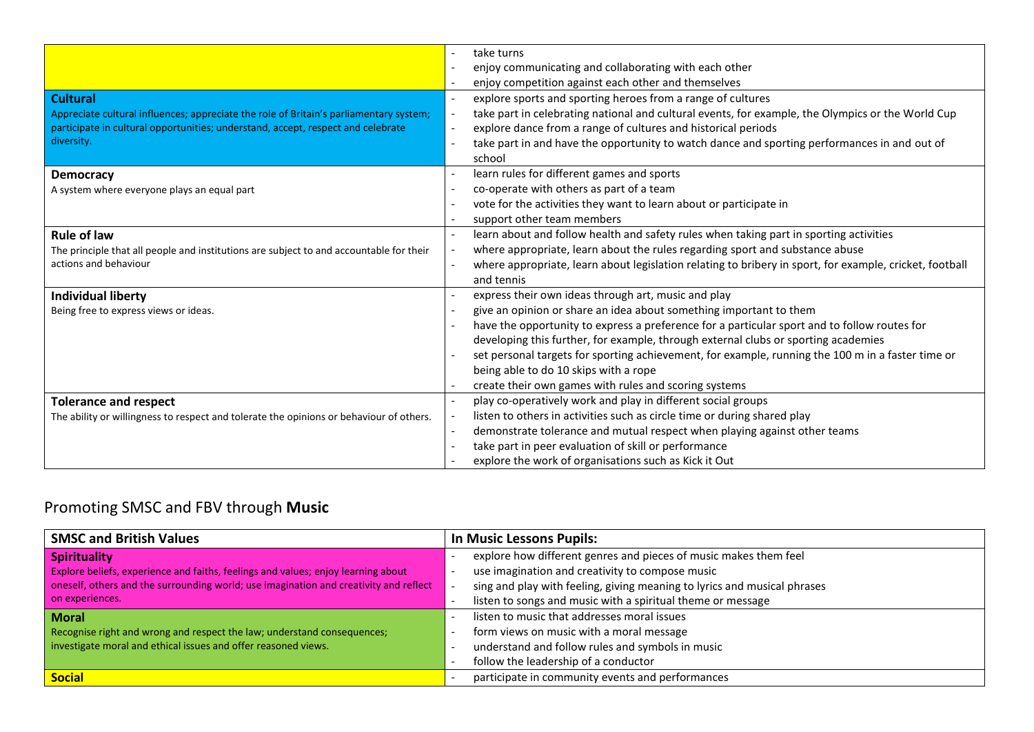| | |
|---|---|
| | - take turns<br>- enjoy communicating and collaborating with each other<br>- enjoy competition against each other and themselves |
| **Cultural**<br>Appreciate cultural influences; appreciate the role of Britain's parliamentary system; participate in cultural opportunities; understand, accept, respect and celebrate diversity. | - explore sports and sporting heroes from a range of cultures<br>- take part in celebrating national and cultural events, for example, the Olympics or the World Cup<br>- explore dance from a range of cultures and historical periods<br>- take part in and have the opportunity to watch dance and sporting performances in and out of school |
| **Democracy**<br>A system where everyone plays an equal part | - learn rules for different games and sports<br>- co-operate with others as part of a team<br>- vote for the activities they want to learn about or participate in<br>- support other team members |
| **Rule of law**<br>The principle that all people and institutions are subject to and accountable for their actions and behaviour | - learn about and follow health and safety rules when taking part in sporting activities<br>- where appropriate, learn about the rules regarding sport and substance abuse<br>- where appropriate, learn about legislation relating to bribery in sport, for example, cricket, football and tennis |
| **Individual liberty**<br>Being free to express views or ideas. | - express their own ideas through art, music and play<br>- give an opinion or share an idea about something important to them<br>- have the opportunity to express a preference for a particular sport and to follow routes for developing this further, for example, through external clubs or sporting academies<br>- set personal targets for sporting achievement, for example, running the 100 m in a faster time or being able to do 10 skips with a rope<br>- create their own games with rules and scoring systems |
| **Tolerance and respect**<br>The ability or willingness to respect and tolerate the opinions or behaviour of others. | - play co-operatively work and play in different social groups<br>- listen to others in activities such as circle time or during shared play<br>- demonstrate tolerance and mutual respect when playing against other teams<br>- take part in peer evaluation of skill or performance<br>- explore the work of organisations such as Kick it Out |

## Promoting SMSC and FBV through **Music**

| SMSC and British Values | In Music Lessons Pupils: |
|---|---|
| **Spirituality**<br>Explore beliefs, experience and faiths, feelings and values; enjoy learning about oneself, others and the surrounding world; use imagination and creativity and reflect on experiences. | - explore how different genres and pieces of music makes them feel<br>- use imagination and creativity to compose music<br>- sing and play with feeling, giving meaning to lyrics and musical phrases<br>- listen to songs and music with a spiritual theme or message |
| **Moral**<br>Recognise right and wrong and respect the law; understand consequences; investigate moral and ethical issues and offer reasoned views. | - listen to music that addresses moral issues<br>- form views on music with a moral message<br>- understand and follow rules and symbols in music<br>- follow the leadership of a conductor |
| **Social** | - participate in community events and performances |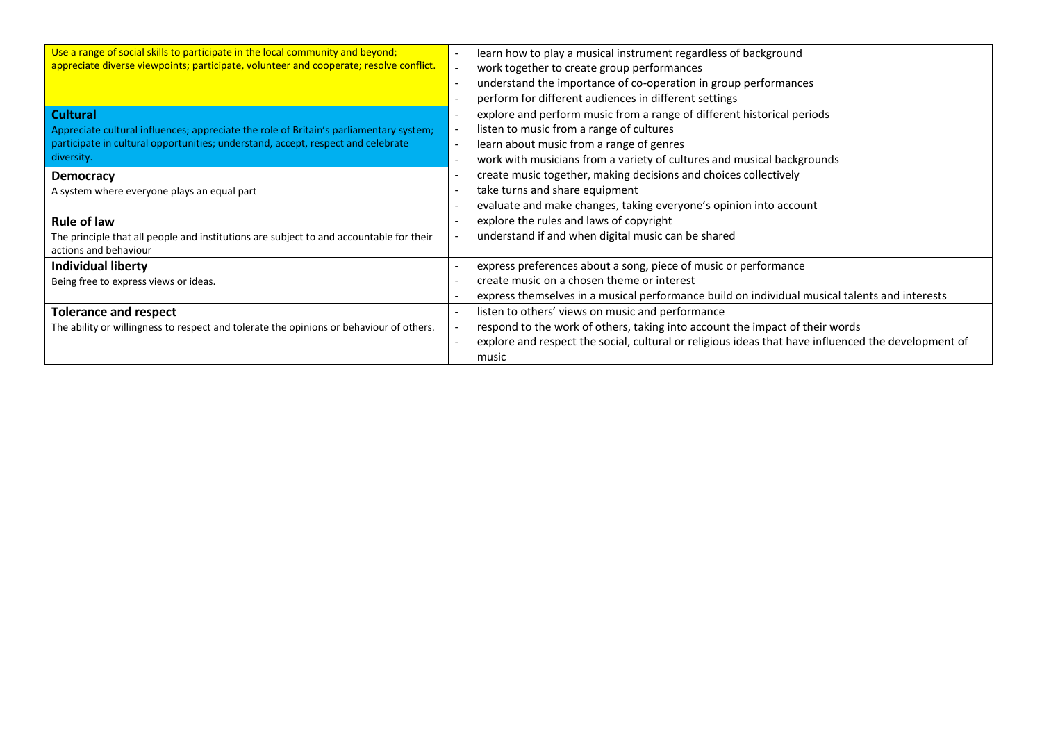| | |
|---|---|
| Use a range of social skills to participate in the local community and beyond; appreciate diverse viewpoints; participate, volunteer and cooperate; resolve conflict. | - learn how to play a musical instrument regardless of background<br>- work together to create group performances<br>- understand the importance of co-operation in group performances<br>- perform for different audiences in different settings |
| **Cultural**<br>Appreciate cultural influences; appreciate the role of Britain's parliamentary system; participate in cultural opportunities; understand, accept, respect and celebrate diversity. | - explore and perform music from a range of different historical periods<br>- listen to music from a range of cultures<br>- learn about music from a range of genres<br>- work with musicians from a variety of cultures and musical backgrounds |
| **Democracy**<br>A system where everyone plays an equal part | - create music together, making decisions and choices collectively<br>- take turns and share equipment<br>- evaluate and make changes, taking everyone's opinion into account |
| **Rule of law**<br>The principle that all people and institutions are subject to and accountable for their actions and behaviour | - explore the rules and laws of copyright<br>- understand if and when digital music can be shared |
| **Individual liberty**<br>Being free to express views or ideas. | - express preferences about a song, piece of music or performance<br>- create music on a chosen theme or interest<br>- express themselves in a musical performance build on individual musical talents and interests |
| **Tolerance and respect**<br>The ability or willingness to respect and tolerate the opinions or behaviour of others. | - listen to others' views on music and performance<br>- respond to the work of others, taking into account the impact of their words<br>- explore and respect the social, cultural or religious ideas that have influenced the development of music |